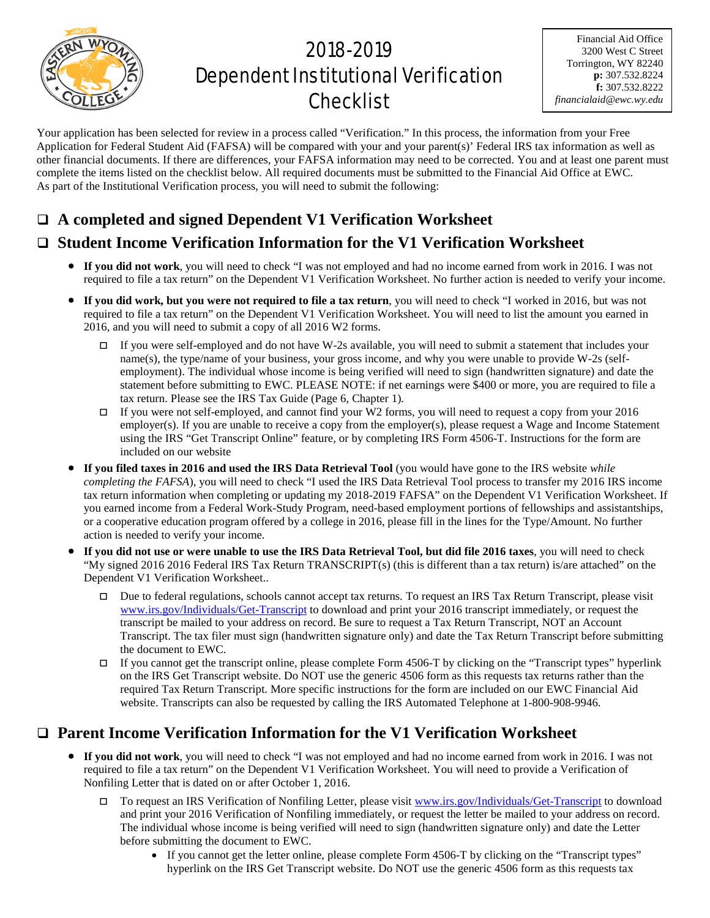# 2018-2019 Dependent Institutional Verification Checklist

Financial Aid Office
3200 West C Street
Torrington, WY 82240
**p:** 307.532.8224
**f:** 307.532.8222
*financialaid@ewc.wy.edu*

Your application has been selected for review in a process called "Verification." In this process, the information from your Free Application for Federal Student Aid (FAFSA) will be compared with your and your parent(s)' Federal IRS tax information as well as other financial documents. If there are differences, your FAFSA information may need to be corrected. You and at least one parent must complete the items listed on the checklist below. All required documents must be submitted to the Financial Aid Office at EWC. As part of the Institutional Verification process, you will need to submit the following:

## ❑ A completed and signed Dependent V1 Verification Worksheet

## ❑ Student Income Verification Information for the V1 Verification Worksheet

- **If you did not work**, you will need to check "I was not employed and had no income earned from work in 2016. I was not required to file a tax return" on the Dependent V1 Verification Worksheet. No further action is needed to verify your income.
- **If you did work, but you were not required to file a tax return**, you will need to check "I worked in 2016, but was not required to file a tax return" on the Dependent V1 Verification Worksheet. You will need to list the amount you earned in 2016, and you will need to submit a copy of all 2016 W2 forms.
  - ◻ If you were self-employed and do not have W-2s available, you will need to submit a statement that includes your name(s), the type/name of your business, your gross income, and why you were unable to provide W-2s (self-employment). The individual whose income is being verified will need to sign (handwritten signature) and date the statement before submitting to EWC. PLEASE NOTE: if net earnings were $400 or more, you are required to file a tax return. Please see the IRS Tax Guide (Page 6, Chapter 1).
  - ◻ If you were not self-employed, and cannot find your W2 forms, you will need to request a copy from your 2016 employer(s). If you are unable to receive a copy from the employer(s), please request a Wage and Income Statement using the IRS "Get Transcript Online" feature, or by completing IRS Form 4506-T. Instructions for the form are included on our website
- **If you filed taxes in 2016 and used the IRS Data Retrieval Tool** (you would have gone to the IRS website *while completing the FAFSA*), you will need to check "I used the IRS Data Retrieval Tool process to transfer my 2016 IRS income tax return information when completing or updating my 2018-2019 FAFSA" on the Dependent V1 Verification Worksheet. If you earned income from a Federal Work-Study Program, need-based employment portions of fellowships and assistantships, or a cooperative education program offered by a college in 2016, please fill in the lines for the Type/Amount. No further action is needed to verify your income.
- **If you did not use or were unable to use the IRS Data Retrieval Tool, but did file 2016 taxes**, you will need to check "My signed 2016 2016 Federal IRS Tax Return TRANSCRIPT(s) (this is different than a tax return) is/are attached" on the Dependent V1 Verification Worksheet..
  - ◻ Due to federal regulations, schools cannot accept tax returns. To request an IRS Tax Return Transcript, please visit [www.irs.gov/Individuals/Get-Transcript](www.irs.gov/Individuals/Get-Transcript) to download and print your 2016 transcript immediately, or request the transcript be mailed to your address on record. Be sure to request a Tax Return Transcript, NOT an Account Transcript. The tax filer must sign (handwritten signature only) and date the Tax Return Transcript before submitting the document to EWC.
  - ◻ If you cannot get the transcript online, please complete Form 4506-T by clicking on the "Transcript types" hyperlink on the IRS Get Transcript website. Do NOT use the generic 4506 form as this requests tax returns rather than the required Tax Return Transcript. More specific instructions for the form are included on our EWC Financial Aid website. Transcripts can also be requested by calling the IRS Automated Telephone at 1-800-908-9946.

## ❑ Parent Income Verification Information for the V1 Verification Worksheet

- **If you did not work**, you will need to check "I was not employed and had no income earned from work in 2016. I was not required to file a tax return" on the Dependent V1 Verification Worksheet. You will need to provide a Verification of Nonfiling Letter that is dated on or after October 1, 2016.
  - ◻ To request an IRS Verification of Nonfiling Letter, please visit [www.irs.gov/Individuals/Get-Transcript](www.irs.gov/Individuals/Get-Transcript) to download and print your 2016 Verification of Nonfiling immediately, or request the letter be mailed to your address on record. The individual whose income is being verified will need to sign (handwritten signature only) and date the Letter before submitting the document to EWC.
    - If you cannot get the letter online, please complete Form 4506-T by clicking on the "Transcript types" hyperlink on the IRS Get Transcript website. Do NOT use the generic 4506 form as this requests tax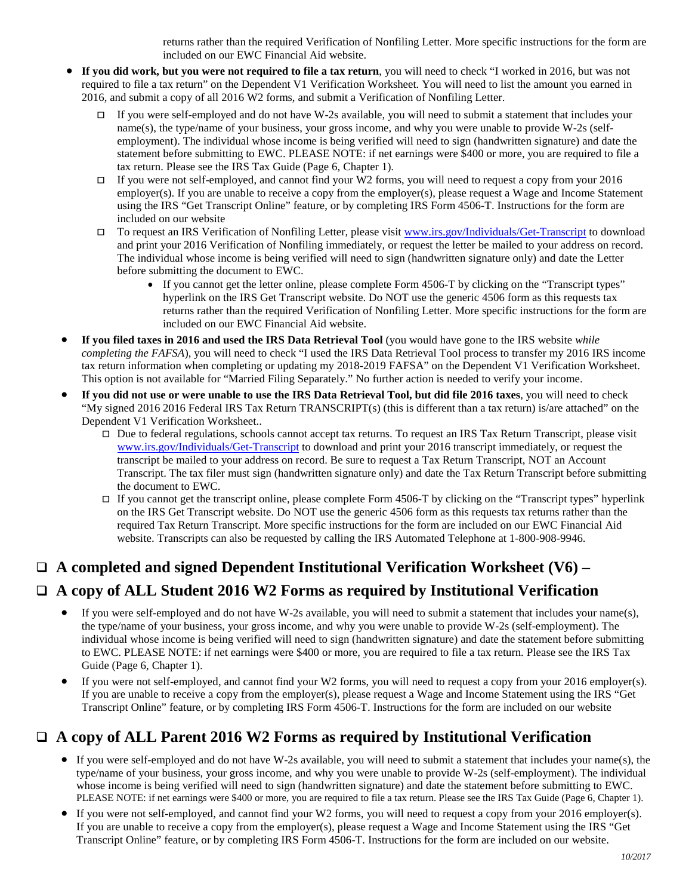returns rather than the required Verification of Nonfiling Letter. More specific instructions for the form are included on our EWC Financial Aid website.

- **If you did work, but you were not required to file a tax return**, you will need to check "I worked in 2016, but was not required to file a tax return" on the Dependent V1 Verification Worksheet. You will need to list the amount you earned in 2016, and submit a copy of all 2016 W2 forms, and submit a Verification of Nonfiling Letter.
  - If you were self-employed and do not have W-2s available, you will need to submit a statement that includes your name(s), the type/name of your business, your gross income, and why you were unable to provide W-2s (self-employment). The individual whose income is being verified will need to sign (handwritten signature) and date the statement before submitting to EWC. PLEASE NOTE: if net earnings were $400 or more, you are required to file a tax return. Please see the IRS Tax Guide (Page 6, Chapter 1).
  - If you were not self-employed, and cannot find your W2 forms, you will need to request a copy from your 2016 employer(s). If you are unable to receive a copy from the employer(s), please request a Wage and Income Statement using the IRS "Get Transcript Online" feature, or by completing IRS Form 4506-T. Instructions for the form are included on our website
  - To request an IRS Verification of Nonfiling Letter, please visit www.irs.gov/Individuals/Get-Transcript to download and print your 2016 Verification of Nonfiling immediately, or request the letter be mailed to your address on record. The individual whose income is being verified will need to sign (handwritten signature only) and date the Letter before submitting the document to EWC.
    - If you cannot get the letter online, please complete Form 4506-T by clicking on the "Transcript types" hyperlink on the IRS Get Transcript website. Do NOT use the generic 4506 form as this requests tax returns rather than the required Verification of Nonfiling Letter. More specific instructions for the form are included on our EWC Financial Aid website.
- **If you filed taxes in 2016 and used the IRS Data Retrieval Tool** (you would have gone to the IRS website *while completing the FAFSA*), you will need to check "I used the IRS Data Retrieval Tool process to transfer my 2016 IRS income tax return information when completing or updating my 2018-2019 FAFSA" on the Dependent V1 Verification Worksheet. This option is not available for "Married Filing Separately." No further action is needed to verify your income.
- **If you did not use or were unable to use the IRS Data Retrieval Tool, but did file 2016 taxes**, you will need to check "My signed 2016 2016 Federal IRS Tax Return TRANSCRIPT(s) (this is different than a tax return) is/are attached" on the Dependent V1 Verification Worksheet..
  - Due to federal regulations, schools cannot accept tax returns. To request an IRS Tax Return Transcript, please visit www.irs.gov/Individuals/Get-Transcript to download and print your 2016 transcript immediately, or request the transcript be mailed to your address on record. Be sure to request a Tax Return Transcript, NOT an Account Transcript. The tax filer must sign (handwritten signature only) and date the Tax Return Transcript before submitting the document to EWC.
  - If you cannot get the transcript online, please complete Form 4506-T by clicking on the "Transcript types" hyperlink on the IRS Get Transcript website. Do NOT use the generic 4506 form as this requests tax returns rather than the required Tax Return Transcript. More specific instructions for the form are included on our EWC Financial Aid website. Transcripts can also be requested by calling the IRS Automated Telephone at 1-800-908-9946.

## ❑ A completed and signed Dependent Institutional Verification Worksheet (V6) –

## ❑ A copy of ALL Student 2016 W2 Forms as required by Institutional Verification

- If you were self-employed and do not have W-2s available, you will need to submit a statement that includes your name(s), the type/name of your business, your gross income, and why you were unable to provide W-2s (self-employment). The individual whose income is being verified will need to sign (handwritten signature) and date the statement before submitting to EWC. PLEASE NOTE: if net earnings were $400 or more, you are required to file a tax return. Please see the IRS Tax Guide (Page 6, Chapter 1).
- If you were not self-employed, and cannot find your W2 forms, you will need to request a copy from your 2016 employer(s). If you are unable to receive a copy from the employer(s), please request a Wage and Income Statement using the IRS "Get Transcript Online" feature, or by completing IRS Form 4506-T. Instructions for the form are included on our website

## ❑ A copy of ALL Parent 2016 W2 Forms as required by Institutional Verification

- If you were self-employed and do not have W-2s available, you will need to submit a statement that includes your name(s), the type/name of your business, your gross income, and why you were unable to provide W-2s (self-employment). The individual whose income is being verified will need to sign (handwritten signature) and date the statement before submitting to EWC. PLEASE NOTE: if net earnings were $400 or more, you are required to file a tax return. Please see the IRS Tax Guide (Page 6, Chapter 1).
- If you were not self-employed, and cannot find your W2 forms, you will need to request a copy from your 2016 employer(s). If you are unable to receive a copy from the employer(s), please request a Wage and Income Statement using the IRS "Get Transcript Online" feature, or by completing IRS Form 4506-T. Instructions for the form are included on our website.

*10/2017*